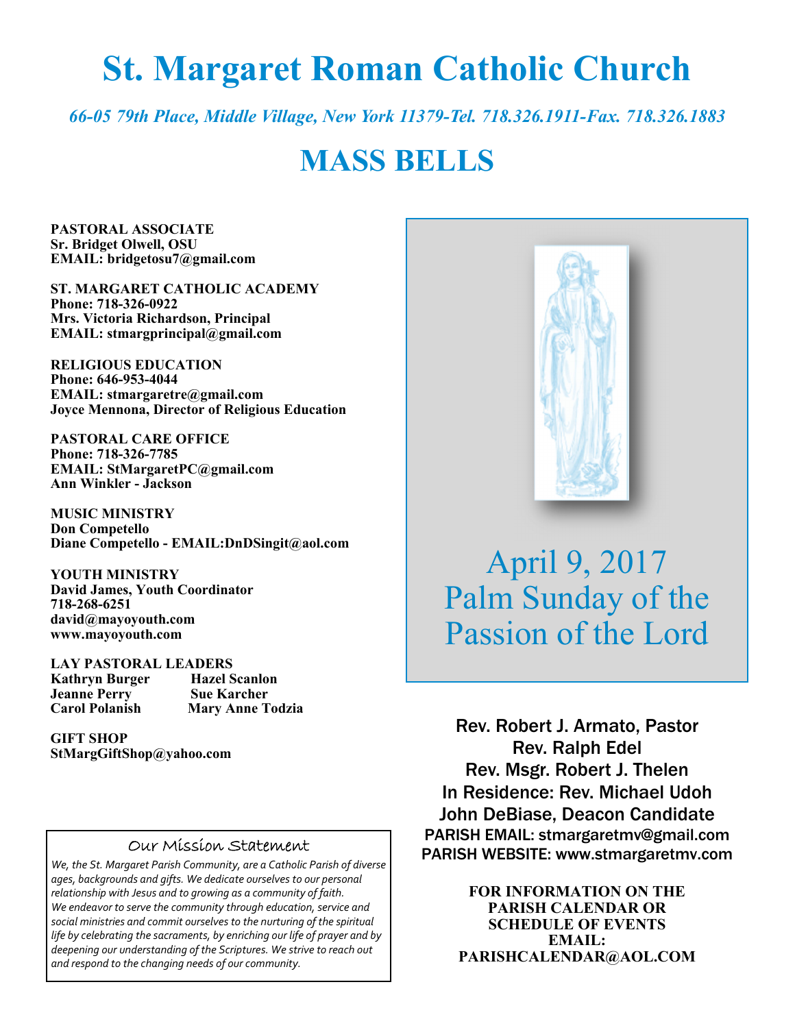# St. Margaret Roman Catholic Church

*66-05 79th Place, Middle Village, New York 11379-Tel. 718.326.1911-Fax. 718.326.1883*

# MASS BELLS

**PASTORAL ASSOCIATE**
**Sr. Bridget Olwell, OSU**
**EMAIL: bridgetosu7@gmail.com**

**ST. MARGARET CATHOLIC ACADEMY**
**Phone: 718-326-0922**
**Mrs. Victoria Richardson, Principal**
**EMAIL: stmargprincipal@gmail.com**

**RELIGIOUS EDUCATION**
**Phone: 646-953-4044**
**EMAIL: stmargaretre@gmail.com**
**Joyce Mennona, Director of Religious Education**

**PASTORAL CARE OFFICE**
**Phone: 718-326-7785**
**EMAIL: StMargaretPC@gmail.com**
**Ann Winkler - Jackson**

**MUSIC MINISTRY**
**Don Competello**
**Diane Competello - EMAIL:DnDSingit@aol.com**

**YOUTH MINISTRY**
**David James, Youth Coordinator**
**718-268-6251**
**david@mayoyouth.com**
**www.mayoyouth.com**

**LAY PASTORAL LEADERS**
**Kathryn Burger** **Hazel Scanlon**
**Jeanne Perry** **Sue Karcher**
**Carol Polanish** **Mary Anne Todzia**

**GIFT SHOP**
**StMargGiftShop@yahoo.com**

## Our Mission Statement

*We, the St. Margaret Parish Community, are a Catholic Parish of diverse ages, backgrounds and gifts. We dedicate ourselves to our personal relationship with Jesus and to growing as a community of faith. We endeavor to serve the community through education, service and social ministries and commit ourselves to the nurturing of the spiritual life by celebrating the sacraments, by enriching our life of prayer and by deepening our understanding of the Scriptures. We strive to reach out and respond to the changing needs of our community.*

## April 9, 2017
## Palm Sunday of the Passion of the Lord

Rev. Robert J. Armato, Pastor
Rev. Ralph Edel
Rev. Msgr. Robert J. Thelen
In Residence: Rev. Michael Udoh
John DeBiase, Deacon Candidate
PARISH EMAIL: stmargaretmv@gmail.com
PARISH WEBSITE: www.stmargaretmv.com

**FOR INFORMATION ON THE PARISH CALENDAR OR SCHEDULE OF EVENTS EMAIL: PARISHCALENDAR@AOL.COM**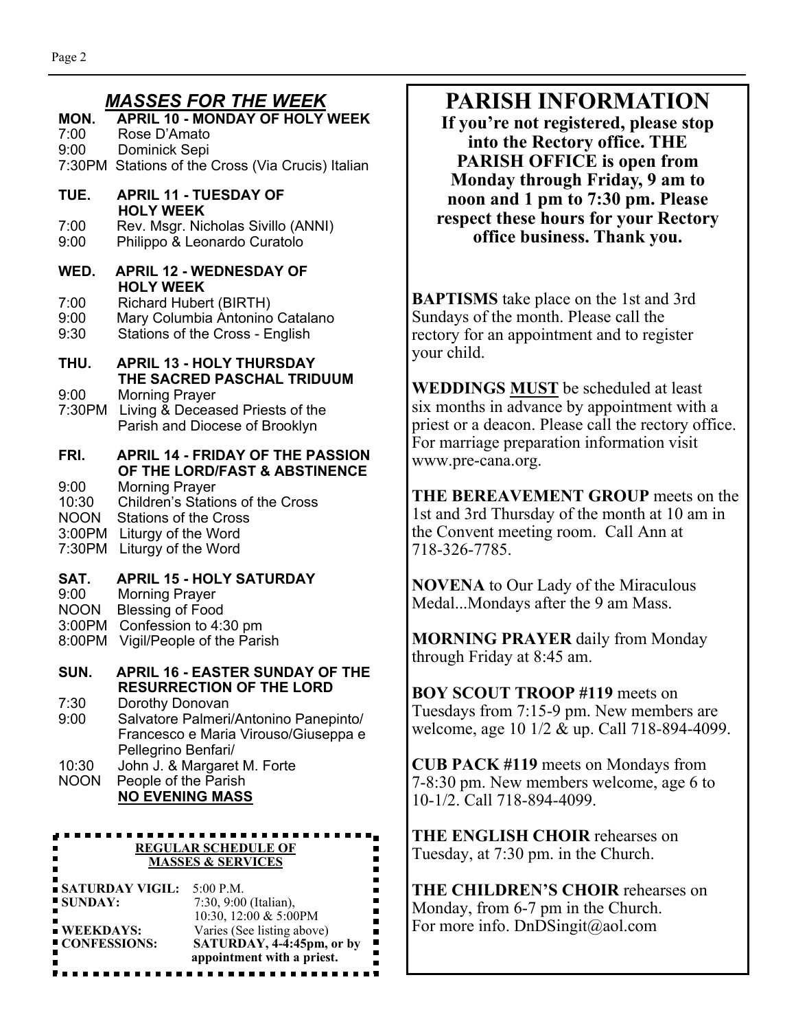## *MASSES FOR THE WEEK*

**MON. APRIL 10 - MONDAY OF HOLY WEEK**

- 7:00 Rose D'Amato
- 9:00 Dominick Sepi
- 7:30PM Stations of the Cross (Via Crucis) Italian

**TUE. APRIL 11 - TUESDAY OF HOLY WEEK**

- 7:00 Rev. Msgr. Nicholas Sivillo (ANNI)
- 9:00 Philippo & Leonardo Curatolo

**WED. APRIL 12 - WEDNESDAY OF HOLY WEEK**

- 7:00 Richard Hubert (BIRTH)
- 9:00 Mary Columbia Antonino Catalano
- 9:30 Stations of the Cross - English

**THU. APRIL 13 - HOLY THURSDAY THE SACRED PASCHAL TRIDUUM**

- 9:00 Morning Prayer
- 7:30PM Living & Deceased Priests of the Parish and Diocese of Brooklyn

**FRI. APRIL 14 - FRIDAY OF THE PASSION OF THE LORD/FAST & ABSTINENCE**

- 9:00 Morning Prayer
- 10:30 Children's Stations of the Cross
- NOON Stations of the Cross
- 3:00PM Liturgy of the Word
- 7:30PM Liturgy of the Word

**SAT. APRIL 15 - HOLY SATURDAY**

- 9:00 Morning Prayer
- NOON Blessing of Food
- 3:00PM Confession to 4:30 pm
- 8:00PM Vigil/People of the Parish

**SUN. APRIL 16 - EASTER SUNDAY OF THE RESURRECTION OF THE LORD**

- 7:30 Dorothy Donovan
- 9:00 Salvatore Palmeri/Antonino Panepinto/ Francesco e Maria Virouso/Giuseppa e Pellegrino Benfari/
- 10:30 John J. & Margaret M. Forte
- NOON People of the Parish

**NO EVENING MASS**

**REGULAR SCHEDULE OF MASSES & SERVICES**

| | |
|---|---|
| **SATURDAY VIGIL:** | 5:00 P.M. |
| **SUNDAY:** | 7:30, 9:00 (Italian), 10:30, 12:00 & 5:00PM |
| **WEEKDAYS:** | Varies (See listing above) |
| **CONFESSIONS:** | **SATURDAY, 4-4:45pm, or by appointment with a priest.** |

# PARISH INFORMATION

**If you're not registered, please stop into the Rectory office. THE PARISH OFFICE is open from Monday through Friday, 9 am to noon and 1 pm to 7:30 pm. Please respect these hours for your Rectory office business. Thank you.**

**BAPTISMS** take place on the 1st and 3rd Sundays of the month. Please call the rectory for an appointment and to register your child.

**WEDDINGS <u>MUST</u>** be scheduled at least six months in advance by appointment with a priest or a deacon. Please call the rectory office. For marriage preparation information visit www.pre-cana.org.

**THE BEREAVEMENT GROUP** meets on the 1st and 3rd Thursday of the month at 10 am in the Convent meeting room. Call Ann at 718-326-7785.

**NOVENA** to Our Lady of the Miraculous Medal...Mondays after the 9 am Mass.

**MORNING PRAYER** daily from Monday through Friday at 8:45 am.

**BOY SCOUT TROOP #119** meets on Tuesdays from 7:15-9 pm. New members are welcome, age 10 1/2 & up. Call 718-894-4099.

**CUB PACK #119** meets on Mondays from 7-8:30 pm. New members welcome, age 6 to 10-1/2. Call 718-894-4099.

**THE ENGLISH CHOIR** rehearses on Tuesday, at 7:30 pm. in the Church.

**THE CHILDREN'S CHOIR** rehearses on Monday, from 6-7 pm in the Church. For more info. DnDSingit@aol.com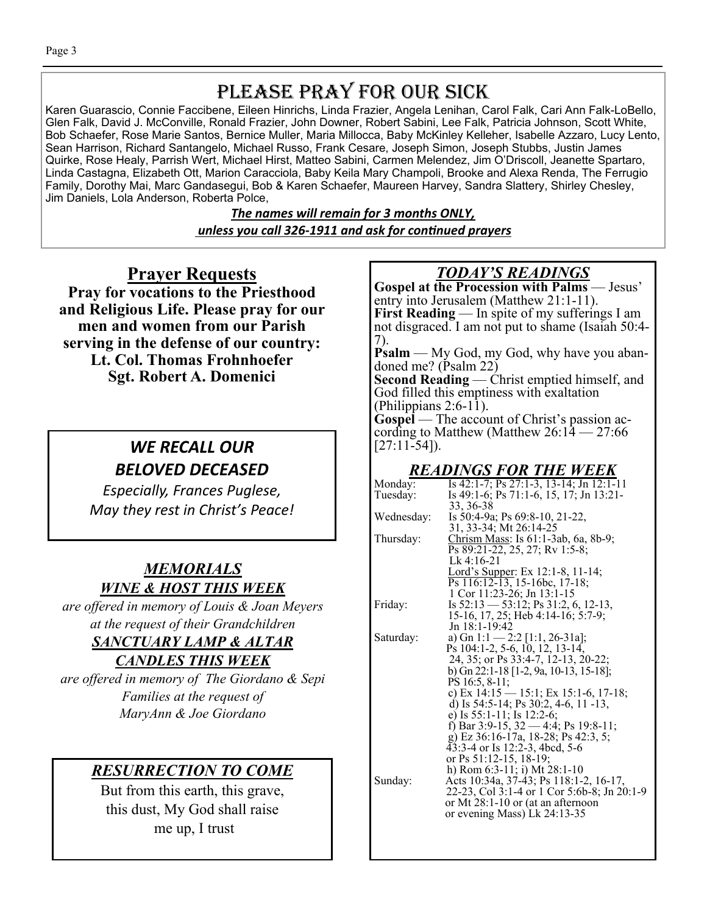# PLEASE PRAY FOR OUR SICK

Karen Guarascio, Connie Faccibene, Eileen Hinrichs, Linda Frazier, Angela Lenihan, Carol Falk, Cari Ann Falk-LoBello, Glen Falk, David J. McConville, Ronald Frazier, John Downer, Robert Sabini, Lee Falk, Patricia Johnson, Scott White, Bob Schaefer, Rose Marie Santos, Bernice Muller, Maria Millocca, Baby McKinley Kelleher, Isabelle Azzaro, Lucy Lento, Sean Harrison, Richard Santangelo, Michael Russo, Frank Cesare, Joseph Simon, Joseph Stubbs, Justin James Quirke, Rose Healy, Parrish Wert, Michael Hirst, Matteo Sabini, Carmen Melendez, Jim O'Driscoll, Jeanette Spartaro, Linda Castagna, Elizabeth Ott, Marion Caracciola, Baby Keila Mary Champoli, Brooke and Alexa Renda, The Ferrugio Family, Dorothy Mai, Marc Gandasegui, Bob & Karen Schaefer, Maureen Harvey, Sandra Slattery, Shirley Chesley, Jim Daniels, Lola Anderson, Roberta Polce,

***The names will remain for 3 months ONLY, unless you call 326-1911 and ask for continued prayers***

## Prayer Requests

**Pray for vocations to the Priesthood and Religious Life. Please pray for our men and women from our Parish serving in the defense of our country:**
**Lt. Col. Thomas Frohnhoefer**
**Sgt. Robert A. Domenici**

## *WE RECALL OUR BELOVED DECEASED*

*Especially, Frances Puglese,*
*May they rest in Christ's Peace!*

## *MEMORIALS*

### *WINE & HOST THIS WEEK*

*are offered in memory of Louis & Joan Meyers at the request of their Grandchildren*

### *SANCTUARY LAMP & ALTAR CANDLES THIS WEEK*

*are offered in memory of The Giordano & Sepi Families at the request of MaryAnn & Joe Giordano*

## *RESURRECTION TO COME*

But from this earth, this grave, this dust, My God shall raise me up, I trust

## *TODAY'S READINGS*

**Gospel at the Procession with Palms** — Jesus' entry into Jerusalem (Matthew 21:1-11).
**First Reading** — In spite of my sufferings I am not disgraced. I am not put to shame (Isaiah 50:4-7).
**Psalm** — My God, my God, why have you abandoned me? (Psalm 22)
**Second Reading** — Christ emptied himself, and God filled this emptiness with exaltation (Philippians 2:6-11).
**Gospel** — The account of Christ's passion according to Matthew (Matthew 26:14 — 27:66 [27:11-54]).

## *READINGS FOR THE WEEK*

| | |
|---|---|
| Monday: | Is 42:1-7; Ps 27:1-3, 13-14; Jn 12:1-11 |
| Tuesday: | Is 49:1-6; Ps 71:1-6, 15, 17; Jn 13:21-33, 36-38 |
| Wednesday: | Is 50:4-9a; Ps 69:8-10, 21-22, 31, 33-34; Mt 26:14-25 |
| Thursday: | Chrism Mass: Is 61:1-3ab, 6a, 8b-9; Ps 89:21-22, 25, 27; Rv 1:5-8; Lk 4:16-21<br>Lord's Supper: Ex 12:1-8, 11-14; Ps 116:12-13, 15-16bc, 17-18; 1 Cor 11:23-26; Jn 13:1-15 |
| Friday: | Is 52:13 — 53:12; Ps 31:2, 6, 12-13, 15-16, 17, 25; Heb 4:14-16; 5:7-9; Jn 18:1-19:42 |
| Saturday: | a) Gn 1:1 — 2:2 [1:1, 26-31a]; Ps 104:1-2, 5-6, 10, 12, 13-14, 24, 35; or Ps 33:4-7, 12-13, 20-22;<br>b) Gn 22:1-18 [1-2, 9a, 10-13, 15-18]; PS 16:5, 8-11;<br>c) Ex 14:15 — 15:1; Ex 15:1-6, 17-18;<br>d) Is 54:5-14; Ps 30:2, 4-6, 11 -13,<br>e) Is 55:1-11; Is 12:2-6;<br>f) Bar 3:9-15, 32 — 4:4; Ps 19:8-11;<br>g) Ez 36:16-17a, 18-28; Ps 42:3, 5; 43:3-4 or Is 12:2-3, 4bcd, 5-6 or Ps 51:12-15, 18-19;<br>h) Rom 6:3-11; i) Mt 28:1-10 |
| Sunday: | Acts 10:34a, 37-43; Ps 118:1-2, 16-17, 22-23, Col 3:1-4 or 1 Cor 5:6b-8; Jn 20:1-9 or Mt 28:1-10 or (at an afternoon or evening Mass) Lk 24:13-35 |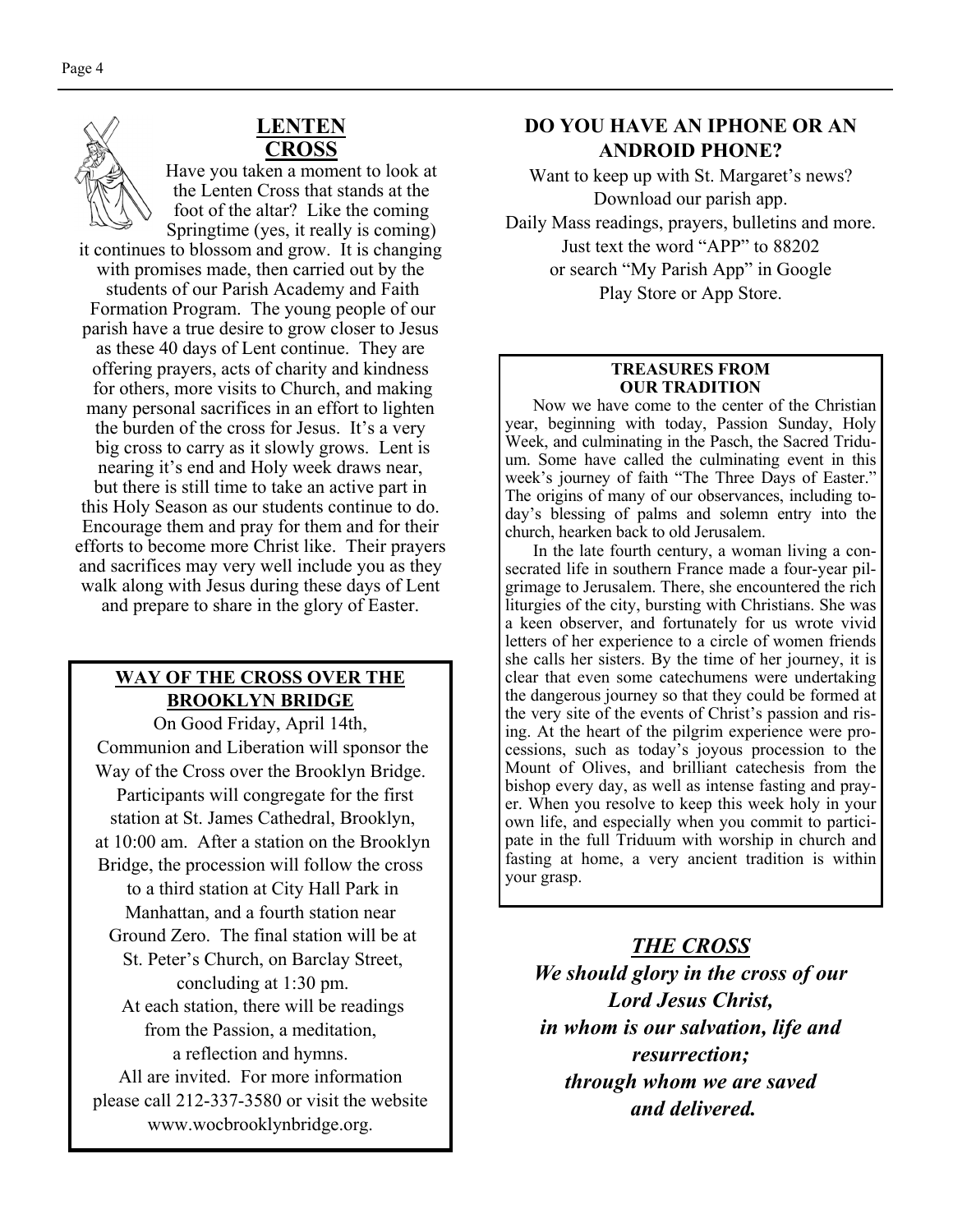## LENTEN CROSS

Have you taken a moment to look at the Lenten Cross that stands at the foot of the altar? Like the coming Springtime (yes, it really is coming) it continues to blossom and grow. It is changing with promises made, then carried out by the students of our Parish Academy and Faith Formation Program. The young people of our parish have a true desire to grow closer to Jesus as these 40 days of Lent continue. They are offering prayers, acts of charity and kindness for others, more visits to Church, and making many personal sacrifices in an effort to lighten the burden of the cross for Jesus. It's a very big cross to carry as it slowly grows. Lent is nearing it's end and Holy week draws near, but there is still time to take an active part in this Holy Season as our students continue to do. Encourage them and pray for them and for their efforts to become more Christ like. Their prayers and sacrifices may very well include you as they walk along with Jesus during these days of Lent and prepare to share in the glory of Easter.

## WAY OF THE CROSS OVER THE BROOKLYN BRIDGE

On Good Friday, April 14th, Communion and Liberation will sponsor the Way of the Cross over the Brooklyn Bridge. Participants will congregate for the first station at St. James Cathedral, Brooklyn, at 10:00 am. After a station on the Brooklyn Bridge, the procession will follow the cross to a third station at City Hall Park in Manhattan, and a fourth station near Ground Zero. The final station will be at St. Peter's Church, on Barclay Street, concluding at 1:30 pm.

At each station, there will be readings from the Passion, a meditation, a reflection and hymns.

All are invited. For more information please call 212-337-3580 or visit the website www.wocbrooklynbridge.org.

## DO YOU HAVE AN IPHONE OR AN ANDROID PHONE?

Want to keep up with St. Margaret's news?
Download our parish app.
Daily Mass readings, prayers, bulletins and more.
Just text the word "APP" to 88202
or search "My Parish App" in Google
Play Store or App Store.

### TREASURES FROM OUR TRADITION

Now we have come to the center of the Christian year, beginning with today, Passion Sunday, Holy Week, and culminating in the Pasch, the Sacred Triduum. Some have called the culminating event in this week's journey of faith "The Three Days of Easter." The origins of many of our observances, including today's blessing of palms and solemn entry into the church, hearken back to old Jerusalem.

In the late fourth century, a woman living a consecrated life in southern France made a four-year pilgrimage to Jerusalem. There, she encountered the rich liturgies of the city, bursting with Christians. She was a keen observer, and fortunately for us wrote vivid letters of her experience to a circle of women friends she calls her sisters. By the time of her journey, it is clear that even some catechumens were undertaking the dangerous journey so that they could be formed at the very site of the events of Christ's passion and rising. At the heart of the pilgrim experience were processions, such as today's joyous procession to the Mount of Olives, and brilliant catechesis from the bishop every day, as well as intense fasting and prayer. When you resolve to keep this week holy in your own life, and especially when you commit to participate in the full Triduum with worship in church and fasting at home, a very ancient tradition is within your grasp.

## *THE CROSS*

***We should glory in the cross of our Lord Jesus Christ,***
***in whom is our salvation, life and resurrection;***
***through whom we are saved and delivered.***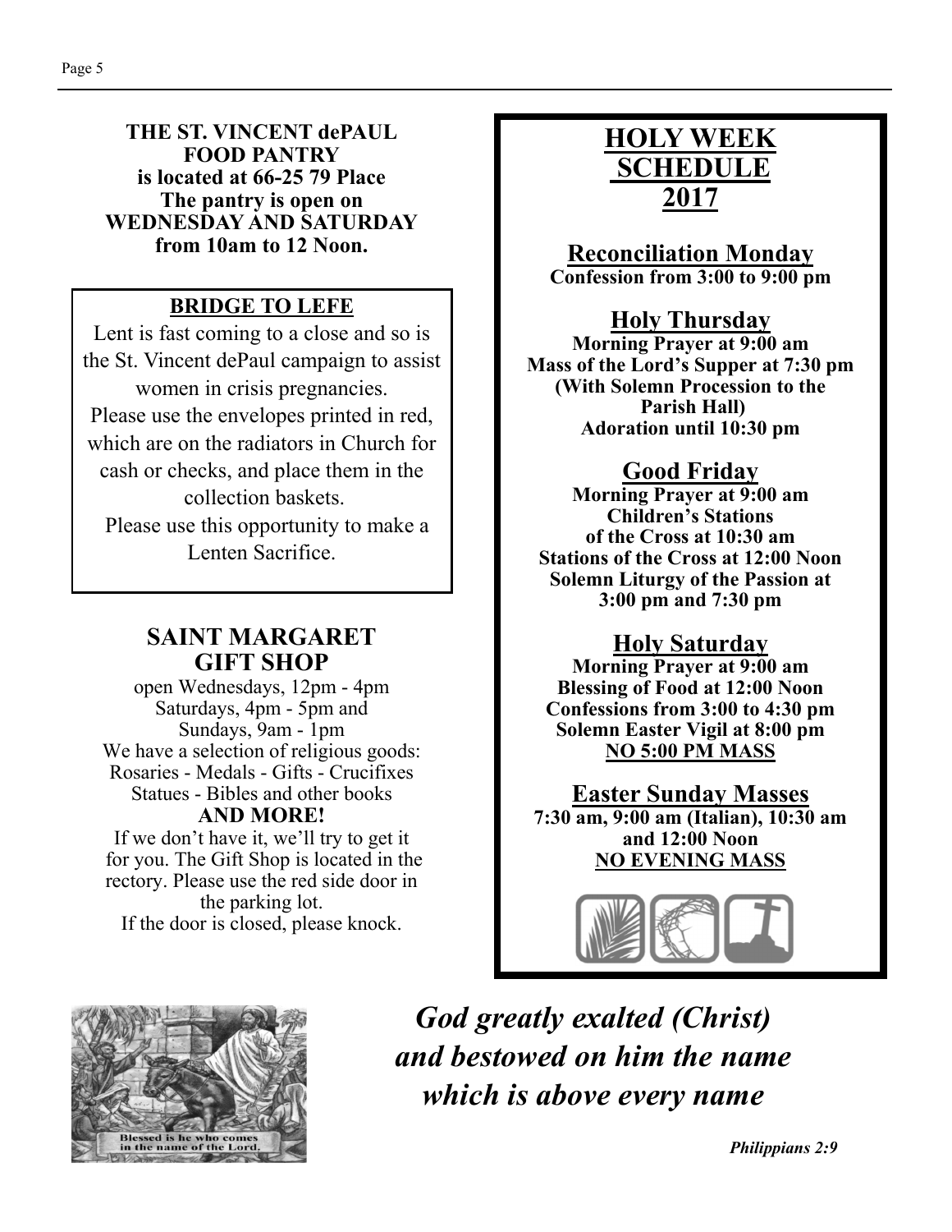**THE ST. VINCENT dePAUL FOOD PANTRY**
**is located at 66-25 79 Place**
**The pantry is open on WEDNESDAY AND SATURDAY from 10am to 12 Noon.**

## BRIDGE TO LEFE

Lent is fast coming to a close and so is the St. Vincent dePaul campaign to assist women in crisis pregnancies.
Please use the envelopes printed in red, which are on the radiators in Church for cash or checks, and place them in the collection baskets.
Please use this opportunity to make a Lenten Sacrifice.

## SAINT MARGARET GIFT SHOP

open Wednesdays, 12pm - 4pm
Saturdays, 4pm - 5pm and
Sundays, 9am - 1pm
We have a selection of religious goods:
Rosaries - Medals - Gifts - Crucifixes
Statues - Bibles and other books
**AND MORE!**
If we don't have it, we'll try to get it for you. The Gift Shop is located in the rectory. Please use the red side door in the parking lot.
If the door is closed, please knock.

# HOLY WEEK SCHEDULE 2017

### Reconciliation Monday
**Confession from 3:00 to 9:00 pm**

### Holy Thursday
**Morning Prayer at 9:00 am**
**Mass of the Lord's Supper at 7:30 pm (With Solemn Procession to the Parish Hall)**
**Adoration until 10:30 pm**

### Good Friday
**Morning Prayer at 9:00 am**
**Children's Stations of the Cross at 10:30 am**
**Stations of the Cross at 12:00 Noon**
**Solemn Liturgy of the Passion at 3:00 pm and 7:30 pm**

### Holy Saturday
**Morning Prayer at 9:00 am**
**Blessing of Food at 12:00 Noon**
**Confessions from 3:00 to 4:30 pm**
**Solemn Easter Vigil at 8:00 pm**
**NO 5:00 PM MASS**

### Easter Sunday Masses
**7:30 am, 9:00 am (Italian), 10:30 am and 12:00 Noon**
**NO EVENING MASS**

Blessed is he who comes in the name of the Lord.

*God greatly exalted (Christ) and bestowed on him the name which is above every name*

***Philippians 2:9***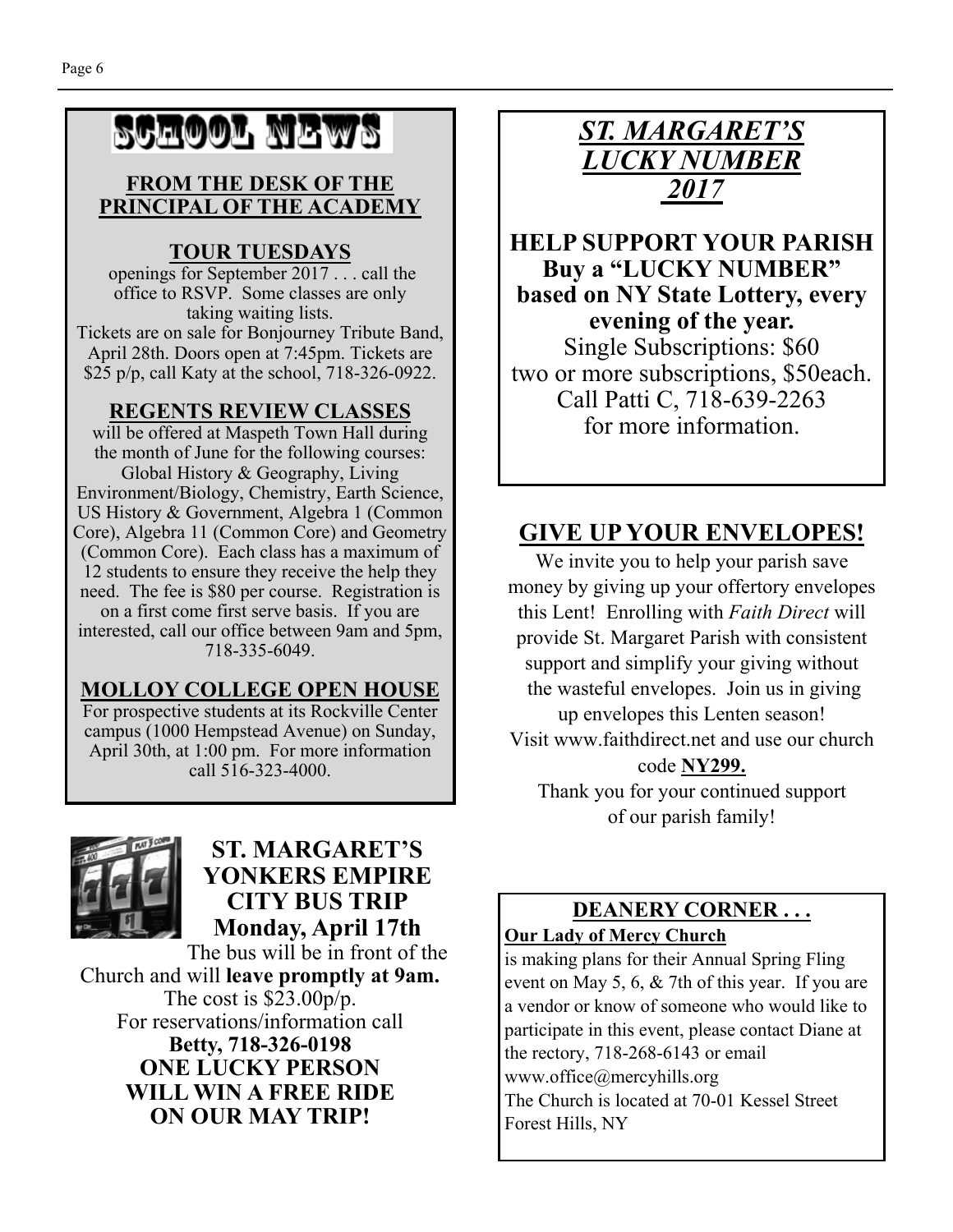# SCHOOL NEWS

## FROM THE DESK OF THE PRINCIPAL OF THE ACADEMY

### TOUR TUESDAYS

openings for September 2017 . . . call the office to RSVP. Some classes are only taking waiting lists.

Tickets are on sale for Bonjourney Tribute Band, April 28th. Doors open at 7:45pm. Tickets are $25 p/p, call Katy at the school, 718-326-0922.

### REGENTS REVIEW CLASSES

will be offered at Maspeth Town Hall during the month of June for the following courses: Global History & Geography, Living Environment/Biology, Chemistry, Earth Science, US History & Government, Algebra 1 (Common Core), Algebra 11 (Common Core) and Geometry (Common Core). Each class has a maximum of 12 students to ensure they receive the help they need. The fee is $80 per course. Registration is on a first come first serve basis. If you are interested, call our office between 9am and 5pm, 718-335-6049.

### MOLLOY COLLEGE OPEN HOUSE

For prospective students at its Rockville Center campus (1000 Hempstead Avenue) on Sunday, April 30th, at 1:00 pm. For more information call 516-323-4000.

## ST. MARGARET'S YONKERS EMPIRE CITY BUS TRIP Monday, April 17th

The bus will be in front of the Church and will **leave promptly at 9am.**
The cost is $23.00p/p.
For reservations/information call
**Betty, 718-326-0198**

**ONE LUCKY PERSON WILL WIN A FREE RIDE ON OUR MAY TRIP!**

## *ST. MARGARET'S LUCKY NUMBER 2017*

**HELP SUPPORT YOUR PARISH**
**Buy a "LUCKY NUMBER" based on NY State Lottery, every evening of the year.**
Single Subscriptions: $60
two or more subscriptions, $50each.
Call Patti C, 718-639-2263
for more information.

## GIVE UP YOUR ENVELOPES!

We invite you to help your parish save money by giving up your offertory envelopes this Lent! Enrolling with *Faith Direct* will provide St. Margaret Parish with consistent support and simplify your giving without the wasteful envelopes. Join us in giving up envelopes this Lenten season!
Visit www.faithdirect.net and use our church code **NY299.**
Thank you for your continued support of our parish family!

## DEANERY CORNER . . .

**Our Lady of Mercy Church**
is making plans for their Annual Spring Fling event on May 5, 6, & 7th of this year. If you are a vendor or know of someone who would like to participate in this event, please contact Diane at the rectory, 718-268-6143 or email www.office@mercyhills.org
The Church is located at 70-01 Kessel Street Forest Hills, NY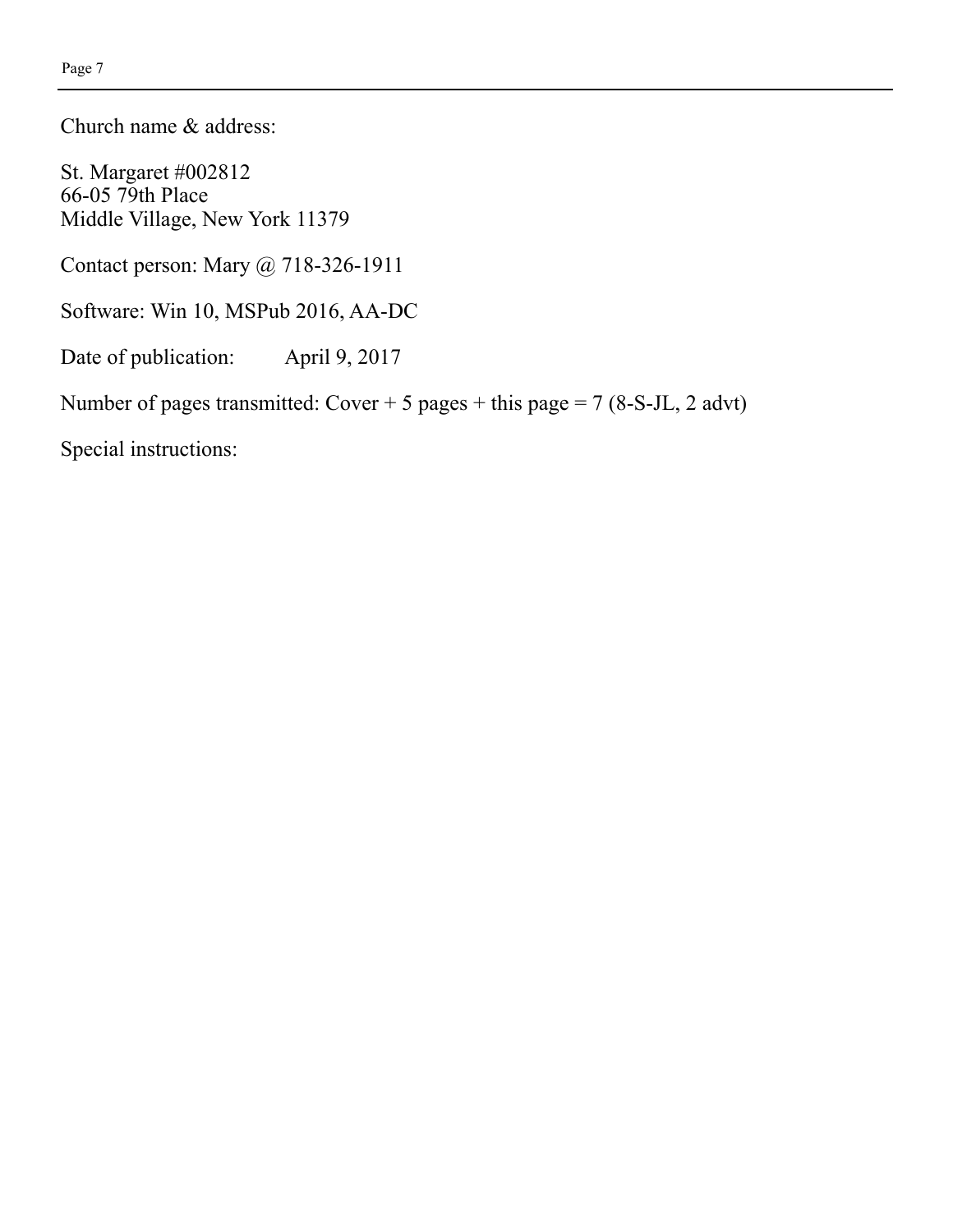Church name & address:

St. Margaret #002812
66-05 79th Place
Middle Village, New York 11379

Contact person: Mary @ 718-326-1911

Software: Win 10, MSPub 2016, AA-DC

Date of publication: April 9, 2017

Number of pages transmitted: Cover + 5 pages + this page = 7 (8-S-JL, 2 advt)

Special instructions: